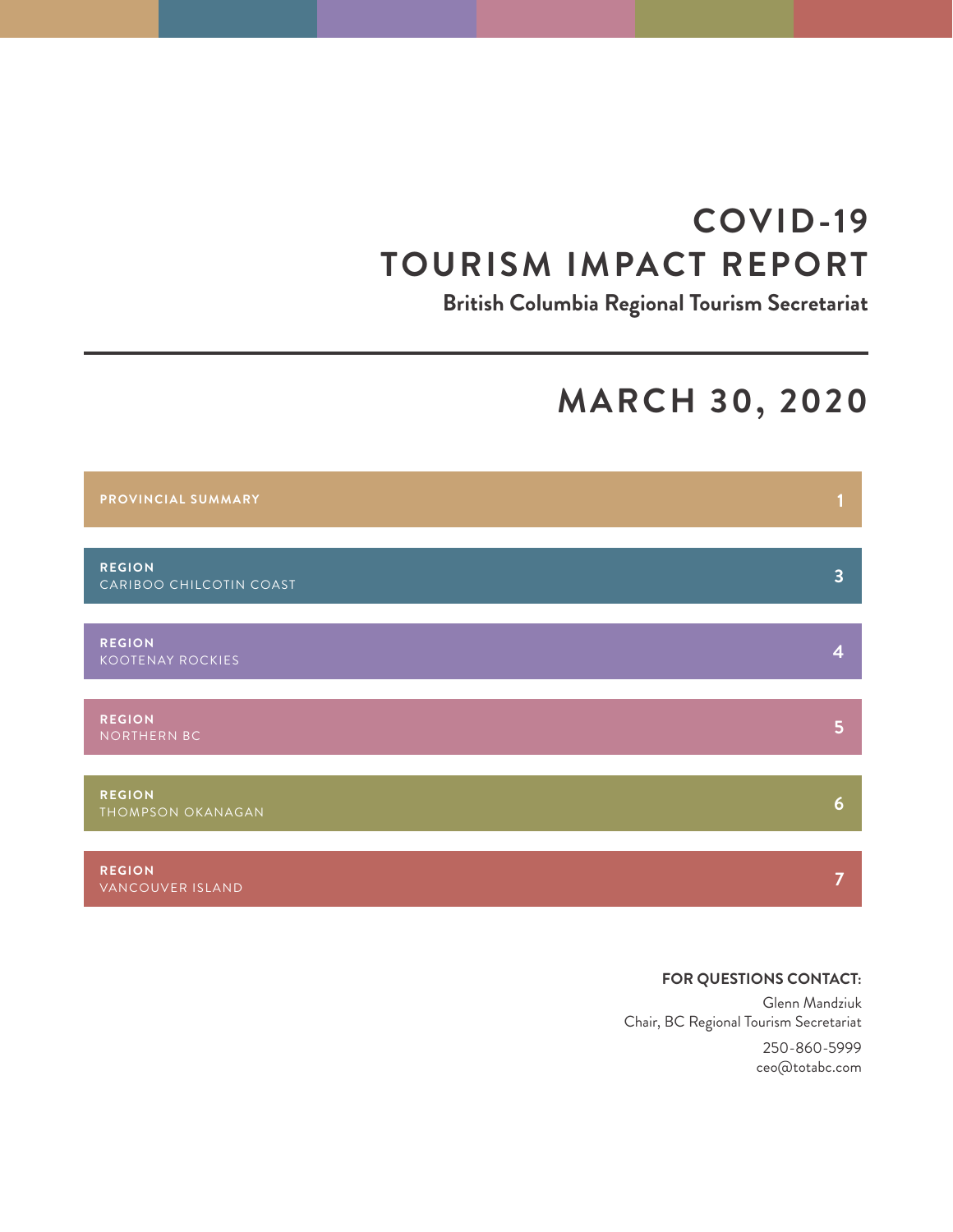# COVID-19 TOURISM IMPACT REPORT

**British Columbia Regional Tourism Secretariat**

## MARCH 30, 2020

| Section | Page |
|---|---|
| **PROVINCIAL SUMMARY** | 1 |
| **REGION** CARIBOO CHILCOTIN COAST | 3 |
| **REGION** KOOTENAY ROCKIES | 4 |
| **REGION** NORTHERN BC | 5 |
| **REGION** THOMPSON OKANAGAN | 6 |
| **REGION** VANCOUVER ISLAND | 7 |

**FOR QUESTIONS CONTACT:**

Glenn Mandziuk
Chair, BC Regional Tourism Secretariat

250-860-5999
ceo@totabc.com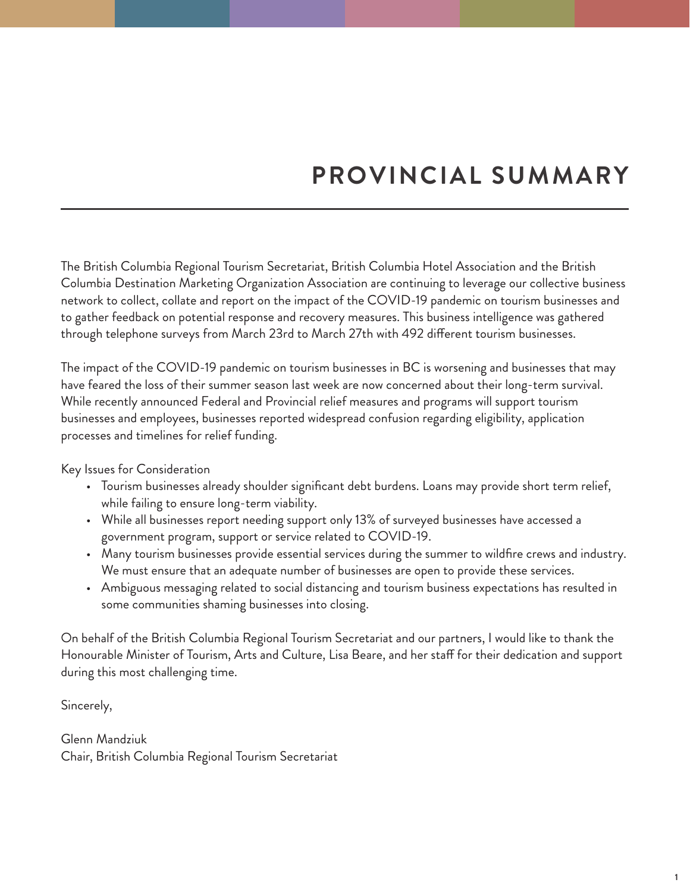# PROVINCIAL SUMMARY

The British Columbia Regional Tourism Secretariat, British Columbia Hotel Association and the British Columbia Destination Marketing Organization Association are continuing to leverage our collective business network to collect, collate and report on the impact of the COVID-19 pandemic on tourism businesses and to gather feedback on potential response and recovery measures. This business intelligence was gathered through telephone surveys from March 23rd to March 27th with 492 different tourism businesses.

The impact of the COVID-19 pandemic on tourism businesses in BC is worsening and businesses that may have feared the loss of their summer season last week are now concerned about their long-term survival. While recently announced Federal and Provincial relief measures and programs will support tourism businesses and employees, businesses reported widespread confusion regarding eligibility, application processes and timelines for relief funding.

Key Issues for Consideration

- Tourism businesses already shoulder significant debt burdens. Loans may provide short term relief, while failing to ensure long-term viability.
- While all businesses report needing support only 13% of surveyed businesses have accessed a government program, support or service related to COVID-19.
- Many tourism businesses provide essential services during the summer to wildfire crews and industry. We must ensure that an adequate number of businesses are open to provide these services.
- Ambiguous messaging related to social distancing and tourism business expectations has resulted in some communities shaming businesses into closing.

On behalf of the British Columbia Regional Tourism Secretariat and our partners, I would like to thank the Honourable Minister of Tourism, Arts and Culture, Lisa Beare, and her staff for their dedication and support during this most challenging time.

Sincerely,

Glenn Mandziuk
Chair, British Columbia Regional Tourism Secretariat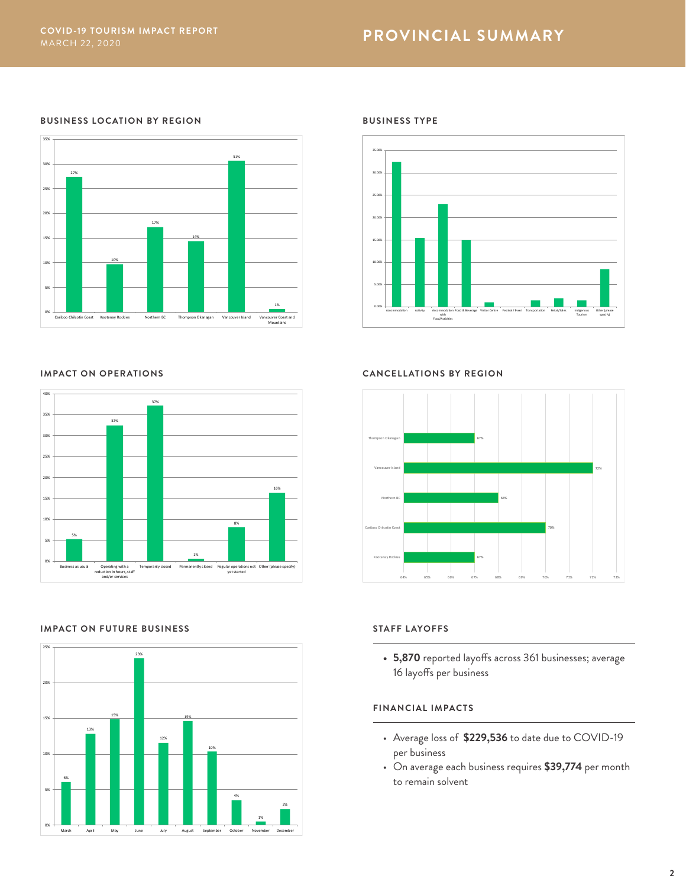## COVID-19 TOURISM IMPACT REPORT
MARCH 22, 2020

# PROVINCIAL SUMMARY

### BUSINESS LOCATION BY REGION

| Region | % |
|---|---|
| Cariboo Chilcotin Coast | 27% |
| Kootenay Rockies | 10% |
| Northern BC | 17% |
| Thompson Okanagan | 14% |
| Vancouver Island | 31% |
| Vancouver Coast and Mountains | 1% |

### BUSINESS TYPE

Accommodation, Activity, Accommodation with Food/Activities, Food & Beverage, Visitor Centre, Festival / Event, Transportation, Retail/Sales, Indigenous Tourism, Other (please specify)

### IMPACT ON OPERATIONS

| Impact | % |
|---|---|
| Business as usual | 5% |
| Operating with a reduction in hours, staff and/or services | 32% |
| Temporarily closed | 37% |
| Permanently closed | 1% |
| Regular operations not yet started | 8% |
| Other (please specify) | 16% |

### CANCELLATIONS BY REGION

| Region | % |
|---|---|
| Thompson Okanagan | 67% |
| Vancouver Island | 72% |
| Northern BC | 68% |
| Cariboo Chilcotin Coast | 70% |
| Kootenay Rockies | 67% |

### IMPACT ON FUTURE BUSINESS

| Month | % |
|---|---|
| March | 6% |
| April | 13% |
| May | 15% |
| June | 23% |
| July | 12% |
| August | 15% |
| September | 10% |
| October | 4% |
| November | 1% |
| December | 2% |

### STAFF LAYOFFS

- **5,870** reported layoffs across 361 businesses; average 16 layoffs per business

### FINANCIAL IMPACTS

- Average loss of **$229,536** to date due to COVID-19 per business
- On average each business requires **$39,774** per month to remain solvent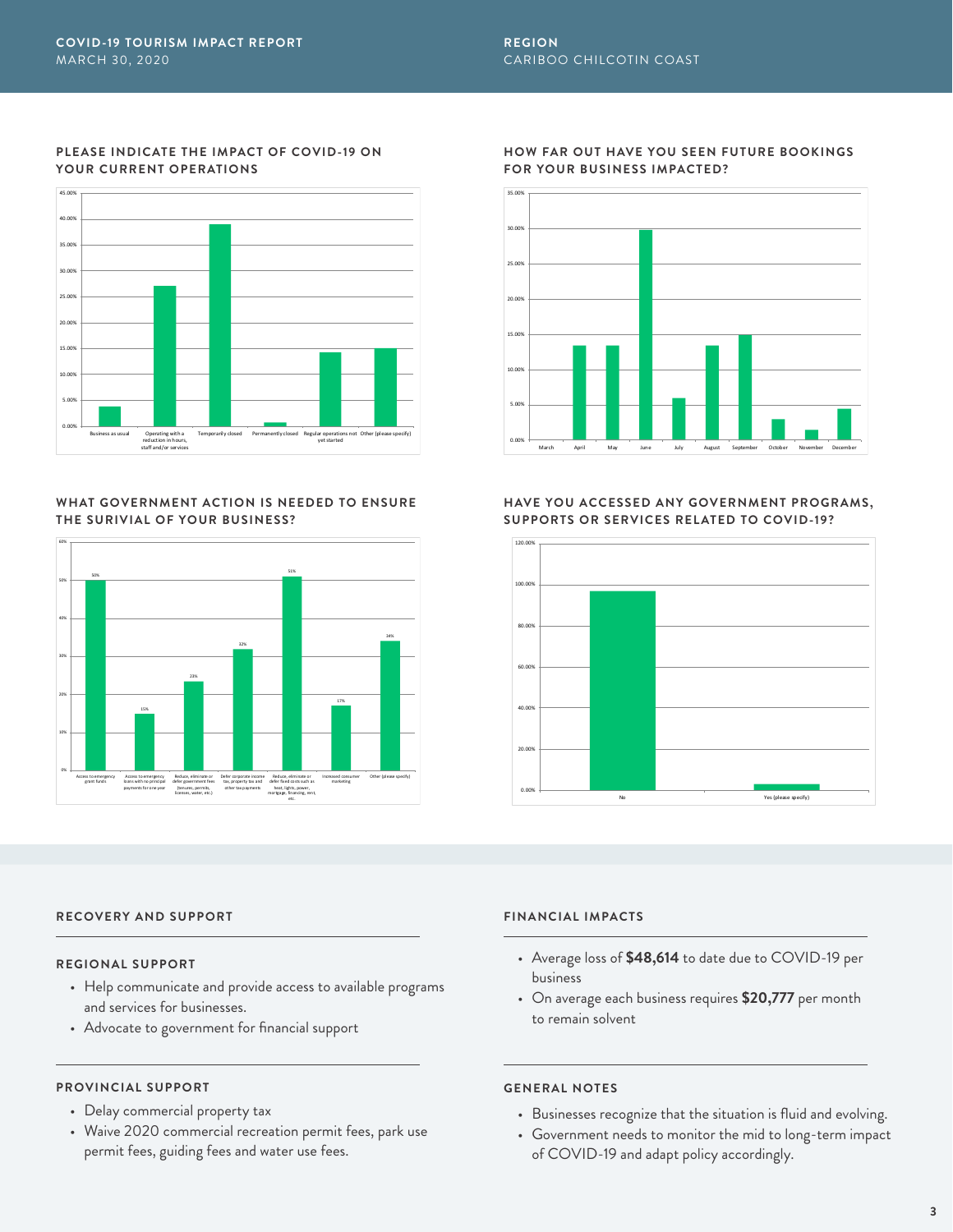## PLEASE INDICATE THE IMPACT OF COVID-19 ON YOUR CURRENT OPERATIONS

## HOW FAR OUT HAVE YOU SEEN FUTURE BOOKINGS FOR YOUR BUSINESS IMPACTED?

## WHAT GOVERNMENT ACTION IS NEEDED TO ENSURE THE SURIVIAL OF YOUR BUSINESS?

## HAVE YOU ACCESSED ANY GOVERNMENT PROGRAMS, SUPPORTS OR SERVICES RELATED TO COVID-19?

## RECOVERY AND SUPPORT

### REGIONAL SUPPORT

- Help communicate and provide access to available programs and services for businesses.
- Advocate to government for financial support

### PROVINCIAL SUPPORT

- Delay commercial property tax
- Waive 2020 commercial recreation permit fees, park use permit fees, guiding fees and water use fees.

## FINANCIAL IMPACTS

- Average loss of **$48,614** to date due to COVID-19 per business
- On average each business requires **$20,777** per month to remain solvent

## GENERAL NOTES

- Businesses recognize that the situation is fluid and evolving.
- Government needs to monitor the mid to long-term impact of COVID-19 and adapt policy accordingly.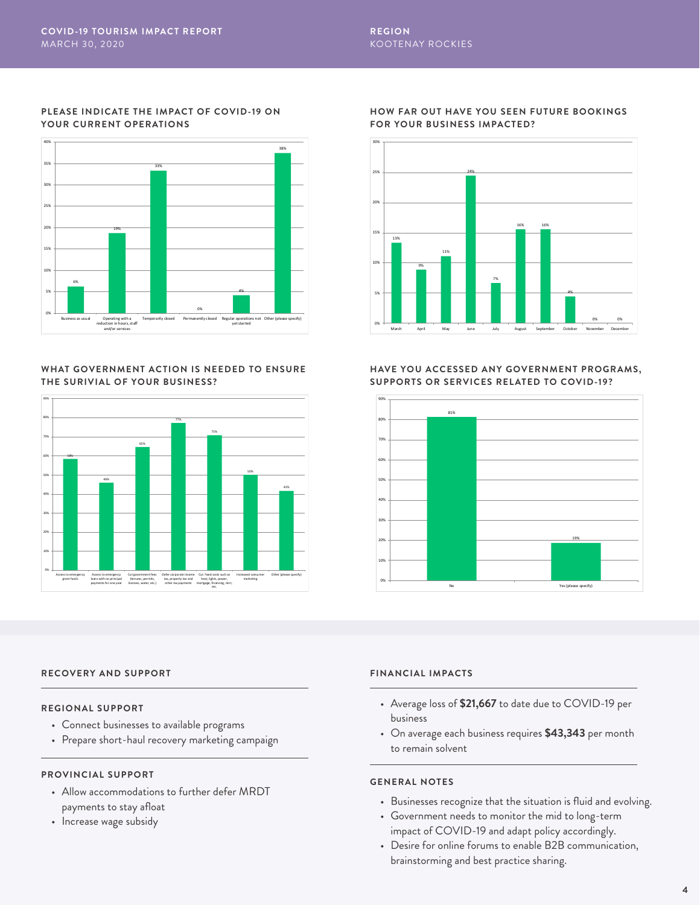COVID-19 TOURISM IMPACT REPORT
MARCH 30, 2020

REGION
KOOTENAY ROCKIES

#### PLEASE INDICATE THE IMPACT OF COVID-19 ON YOUR CURRENT OPERATIONS

| Response | % |
|---|---|
| Business as usual | 6% |
| Operating with a reduction in hours, staff and/or services | 19% |
| Temporarily closed | 33% |
| Permanently closed | 0% |
| Regular operations not yet started | 4% |
| Other (please specify) | 38% |

#### HOW FAR OUT HAVE YOU SEEN FUTURE BOOKINGS FOR YOUR BUSINESS IMPACTED?

| Month | % |
|---|---|
| March | 13% |
| April | 9% |
| May | 11% |
| June | 24% |
| July | 7% |
| August | 16% |
| September | 16% |
| October | 4% |
| November | 0% |
| December | 0% |

#### WHAT GOVERNMENT ACTION IS NEEDED TO ENSURE THE SURIVIAL OF YOUR BUSINESS?

| Response | % |
|---|---|
| Access to emergency grant funds | 58% |
| Access to emergency loans with no principal payments for one year | 46% |
| Cut government fees (tenures, permits, licenses, water, etc.) | 65% |
| Defer corporate income tax, property tax and other tax payments | 77% |
| Cut fixed costs such as heat, lights, power, mortgage, financing, rent, etc. | 71% |
| Increased consumer marketing | 50% |
| Other (please specify) | 42% |

#### HAVE YOU ACCESSED ANY GOVERNMENT PROGRAMS, SUPPORTS OR SERVICES RELATED TO COVID-19?

| Response | % |
|---|---|
| No | 81% |
| Yes (please specify) | 19% |

#### RECOVERY AND SUPPORT

##### REGIONAL SUPPORT

- Connect businesses to available programs
- Prepare short-haul recovery marketing campaign

##### PROVINCIAL SUPPORT

- Allow accommodations to further defer MRDT payments to stay afloat
- Increase wage subsidy

#### FINANCIAL IMPACTS

- Average loss of **$21,667** to date due to COVID-19 per business
- On average each business requires **$43,343** per month to remain solvent

#### GENERAL NOTES

- Businesses recognize that the situation is fluid and evolving.
- Government needs to monitor the mid to long-term impact of COVID-19 and adapt policy accordingly.
- Desire for online forums to enable B2B communication, brainstorming and best practice sharing.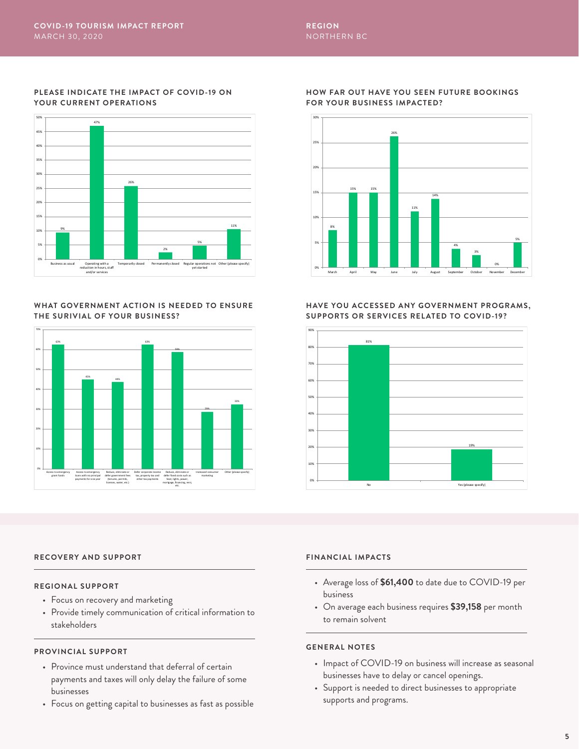## COVID-19 TOURISM IMPACT REPORT

MARCH 30, 2020

## REGION

NORTHERN BC

### PLEASE INDICATE THE IMPACT OF COVID-19 ON YOUR CURRENT OPERATIONS

| Response | % |
|---|---|
| Business as usual | 9% |
| Operating with a reduction in hours, staff and/or services | 47% |
| Temporarily closed | 26% |
| Permanently closed | 2% |
| Regular operations not yet started | 5% |
| Other (please specify) | 11% |

### HOW FAR OUT HAVE YOU SEEN FUTURE BOOKINGS FOR YOUR BUSINESS IMPACTED?

| Month | % |
|---|---|
| March | 8% |
| April | 15% |
| May | 15% |
| June | 26% |
| July | 11% |
| August | 14% |
| September | 4% |
| October | 3% |
| November | 0% |
| December | 5% |

### WHAT GOVERNMENT ACTION IS NEEDED TO ENSURE THE SURIVIAL OF YOUR BUSINESS?

| Response | % |
|---|---|
| Access to emergency grant funds | 63% |
| Access to emergency loans with no principal payments for one year | 45% |
| Reduce, eliminate or defer government fees (tenures, permits, licenses, water, etc.) | 44% |
| Defer corporate income tax, property tax and other tax payments | 63% |
| Reduce, eliminate or defer fixed costs such as heat, lights, power, mortgage, financing, rent, etc. | 59% |
| Increased consumer marketing | 29% |
| Other (please specify) | 33% |

### HAVE YOU ACCESSED ANY GOVERNMENT PROGRAMS, SUPPORTS OR SERVICES RELATED TO COVID-19?

| Response | % |
|---|---|
| No | 81% |
| Yes (please specify) | 19% |

### RECOVERY AND SUPPORT

#### REGIONAL SUPPORT

- Focus on recovery and marketing
- Provide timely communication of critical information to stakeholders

#### PROVINCIAL SUPPORT

- Province must understand that deferral of certain payments and taxes will only delay the failure of some businesses
- Focus on getting capital to businesses as fast as possible

### FINANCIAL IMPACTS

- Average loss of **$61,400** to date due to COVID-19 per business
- On average each business requires **$39,158** per month to remain solvent

### GENERAL NOTES

- Impact of COVID-19 on business will increase as seasonal businesses have to delay or cancel openings.
- Support is needed to direct businesses to appropriate supports and programs.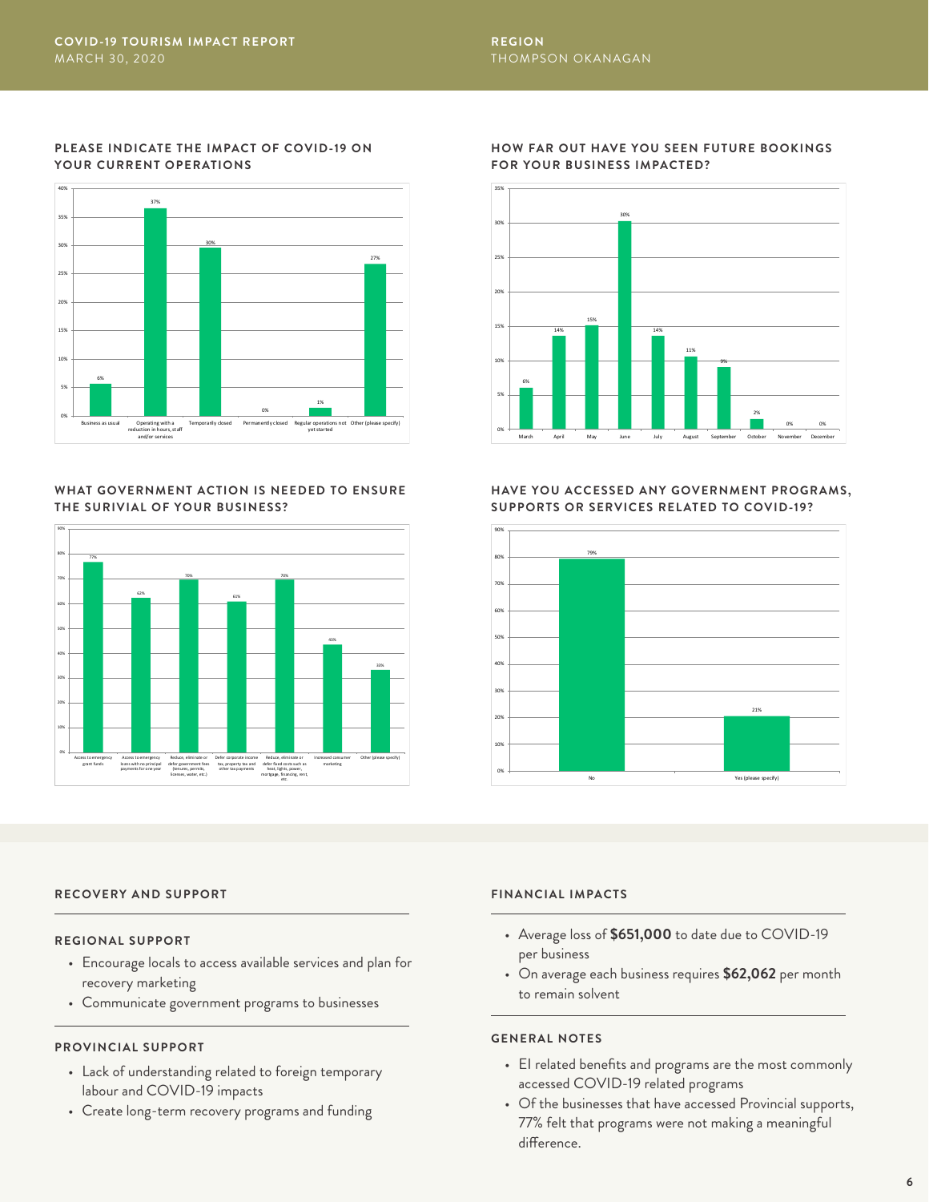COVID-19 TOURISM IMPACT REPORT
MARCH 30, 2020

REGION
THOMPSON OKANAGAN

### PLEASE INDICATE THE IMPACT OF COVID-19 ON YOUR CURRENT OPERATIONS

| Response | % |
|---|---|
| Business as usual | 6% |
| Operating with a reduction in hours, staff and/or services | 37% |
| Temporarily closed | 30% |
| Permanently closed | 0% |
| Regular operations not yet started | 1% |
| Other (please specify) | 27% |

### HOW FAR OUT HAVE YOU SEEN FUTURE BOOKINGS FOR YOUR BUSINESS IMPACTED?

| Month | % |
|---|---|
| March | 6% |
| April | 14% |
| May | 15% |
| June | 30% |
| July | 14% |
| August | 11% |
| September | 9% |
| October | 2% |
| November | 0% |
| December | 0% |

### WHAT GOVERNMENT ACTION IS NEEDED TO ENSURE THE SURIVIAL OF YOUR BUSINESS?

| Response | % |
|---|---|
| Access to emergency grant funds | 77% |
| Access to emergency loans with no principal payments for one year | 62% |
| Reduce, eliminate or defer government fees (tenures, permits, licenses, water, etc.) | 70% |
| Defer corporate income tax, property tax and other tax payments | 61% |
| Reduce, eliminate or defer fixed costs such as heat, lights, power, mortgage, financing, rent, etc. | 70% |
| Increased consumer marketing | 43% |
| Other (please specify) | 33% |

### HAVE YOU ACCESSED ANY GOVERNMENT PROGRAMS, SUPPORTS OR SERVICES RELATED TO COVID-19?

| Response | % |
|---|---|
| No | 79% |
| Yes (please specify) | 21% |

## RECOVERY AND SUPPORT

### REGIONAL SUPPORT

- Encourage locals to access available services and plan for recovery marketing
- Communicate government programs to businesses

### PROVINCIAL SUPPORT

- Lack of understanding related to foreign temporary labour and COVID-19 impacts
- Create long-term recovery programs and funding

## FINANCIAL IMPACTS

- Average loss of **$651,000** to date due to COVID-19 per business
- On average each business requires **$62,062** per month to remain solvent

### GENERAL NOTES

- EI related benefits and programs are the most commonly accessed COVID-19 related programs
- Of the businesses that have accessed Provincial supports, 77% felt that programs were not making a meaningful difference.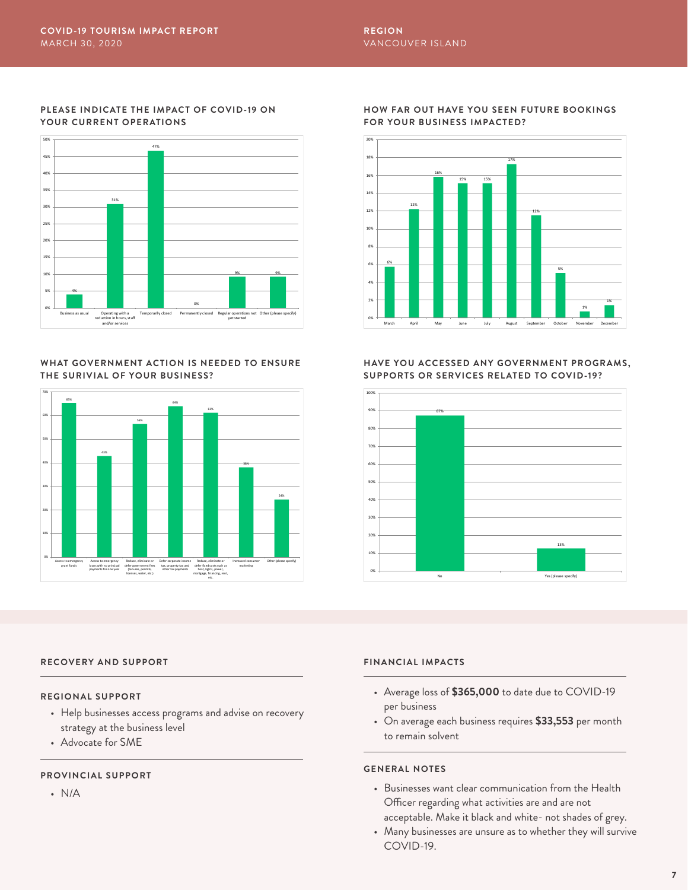COVID-19 TOURISM IMPACT REPORT
MARCH 30, 2020

REGION
VANCOUVER ISLAND

### PLEASE INDICATE THE IMPACT OF COVID-19 ON YOUR CURRENT OPERATIONS

50%
45%
40%
35%
30%
25%
20%
15%
10%
5%
0%

4%
31%
47%
0%
9%
9%

Business as usual
Operating with a reduction in hours, staff and/or services
Temporarily closed
Permanently closed
Regular operations not yet started
Other (please specify)

### HOW FAR OUT HAVE YOU SEEN FUTURE BOOKINGS FOR YOUR BUSINESS IMPACTED?

20%
18%
16%
14%
12%
10%
8%
6%
4%
2%
0%

6%
12%
16%
15%
15%
17%
12%
5%
1%
1%

March
April
May
June
July
August
September
October
November
December

### WHAT GOVERNMENT ACTION IS NEEDED TO ENSURE THE SURIVIAL OF YOUR BUSINESS?

70%
60%
50%
40%
30%
20%
10%
0%

65%
43%
56%
64%
61%
38%
24%

Access to emergency grant funds
Access to emergency loans with no principal payments for one year
Reduce, eliminate or defer government fees (tenures, permits, licenses, water, etc.)
Defer corporate income tax, property tax and other tax payments
Reduce, eliminate or defer fixed costs such as heat, lights, power, mortgage, financing, rent, etc.
Increased consumer marketing
Other (please specify)

### HAVE YOU ACCESSED ANY GOVERNMENT PROGRAMS, SUPPORTS OR SERVICES RELATED TO COVID-19?

100%
90%
80%
70%
60%
50%
40%
30%
20%
10%
0%

87%
13%

No
Yes (please specify)

### RECOVERY AND SUPPORT

#### REGIONAL SUPPORT

- Help businesses access programs and advise on recovery strategy at the business level
- Advocate for SME

#### PROVINCIAL SUPPORT

- N/A

### FINANCIAL IMPACTS

- Average loss of **$365,000** to date due to COVID-19 per business
- On average each business requires **$33,553** per month to remain solvent

### GENERAL NOTES

- Businesses want clear communication from the Health Officer regarding what activities are and are not acceptable. Make it black and white- not shades of grey.
- Many businesses are unsure as to whether they will survive COVID-19.